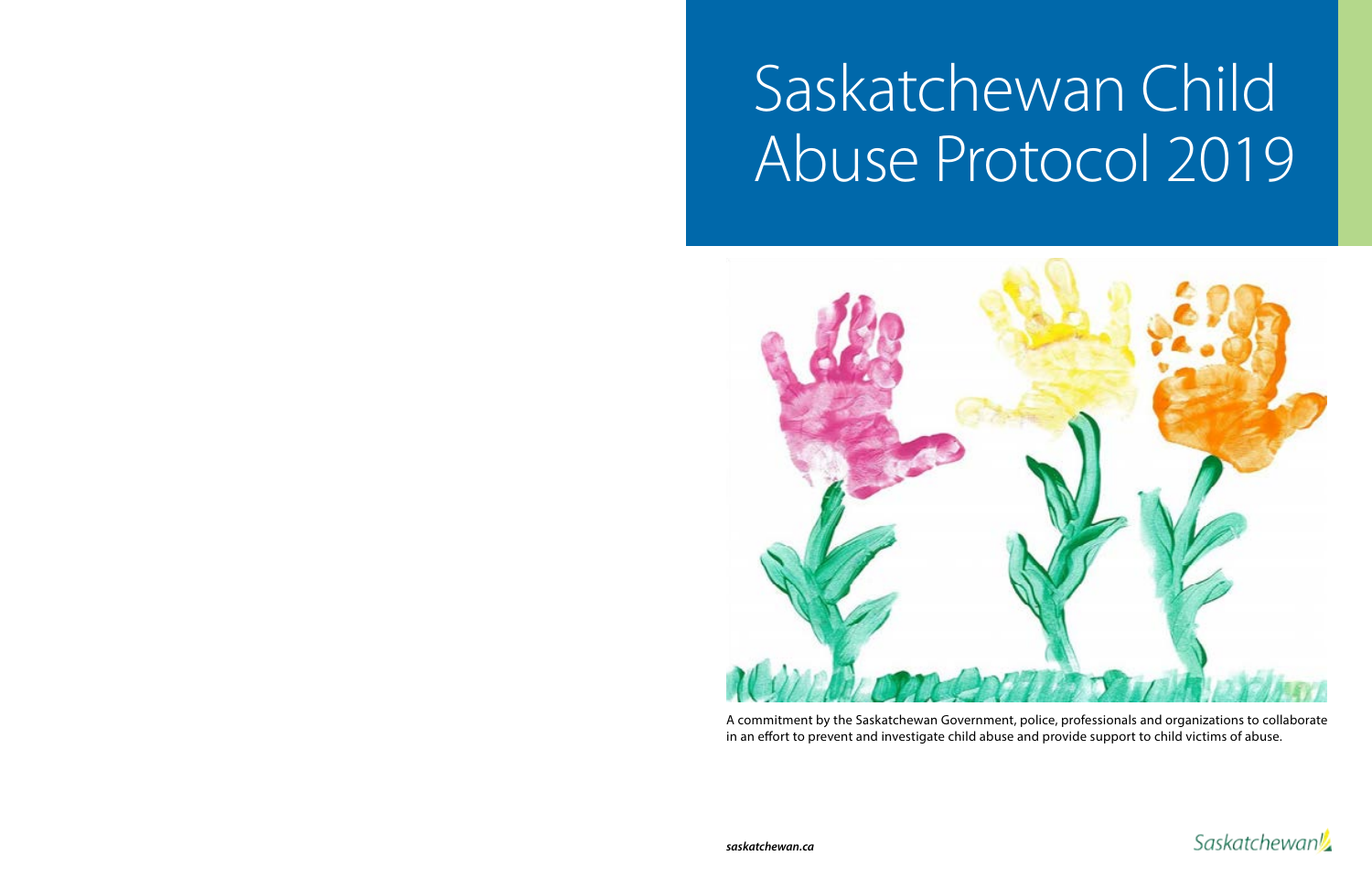# Saskatchewan Child Abuse Protocol 2019

A commitment by the Saskatchewan Government, police, professionals and organizations to collaborate in an effort to prevent and investigate child abuse and provide support to child victims of abuse.

***saskatchewan.ca***

Saskatchewan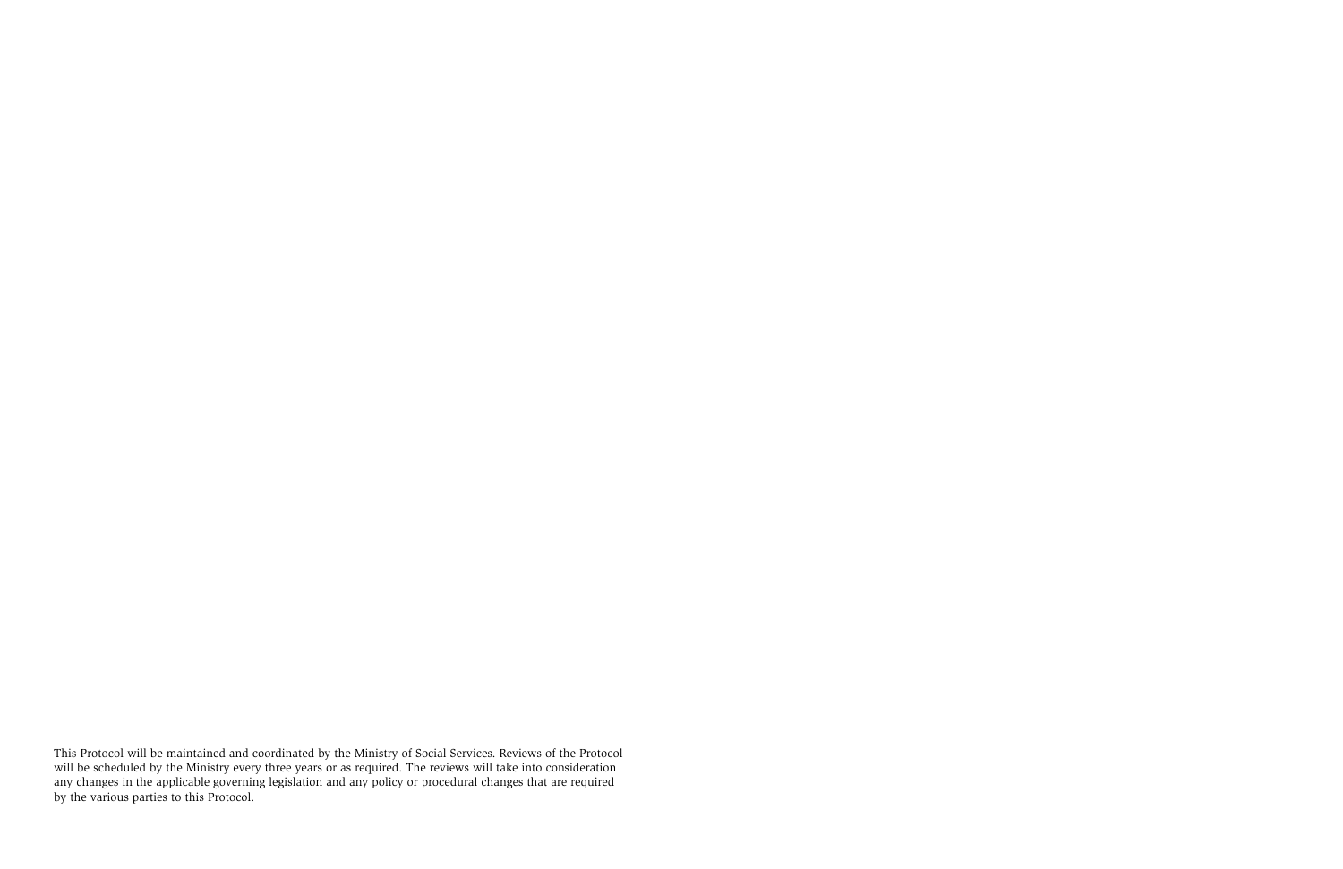This Protocol will be maintained and coordinated by the Ministry of Social Services. Reviews of the Protocol will be scheduled by the Ministry every three years or as required. The reviews will take into consideration any changes in the applicable governing legislation and any policy or procedural changes that are required by the various parties to this Protocol.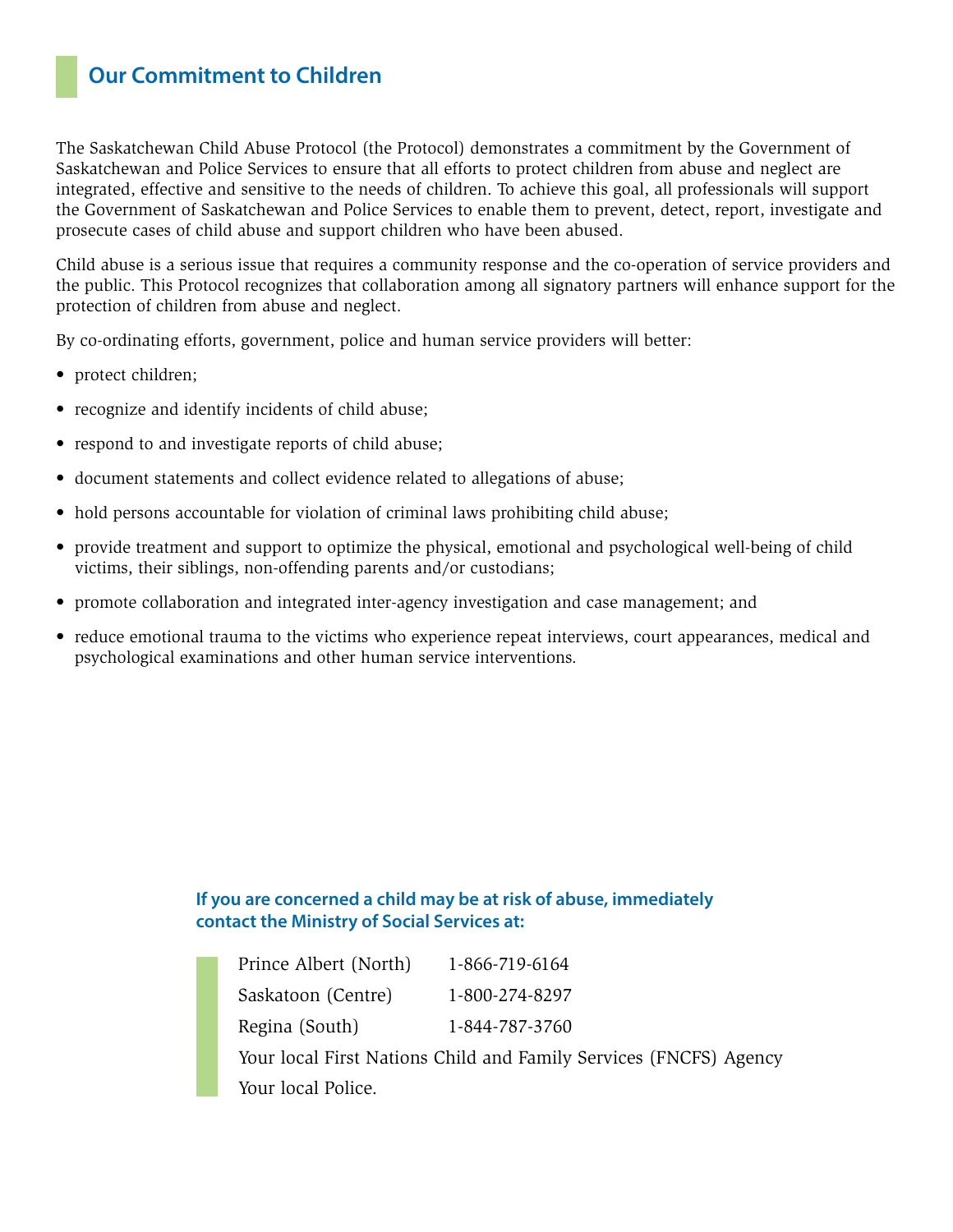## Our Commitment to Children

The Saskatchewan Child Abuse Protocol (the Protocol) demonstrates a commitment by the Government of Saskatchewan and Police Services to ensure that all efforts to protect children from abuse and neglect are integrated, effective and sensitive to the needs of children. To achieve this goal, all professionals will support the Government of Saskatchewan and Police Services to enable them to prevent, detect, report, investigate and prosecute cases of child abuse and support children who have been abused.

Child abuse is a serious issue that requires a community response and the co-operation of service providers and the public. This Protocol recognizes that collaboration among all signatory partners will enhance support for the protection of children from abuse and neglect.

By co-ordinating efforts, government, police and human service providers will better:

- protect children;
- recognize and identify incidents of child abuse;
- respond to and investigate reports of child abuse;
- document statements and collect evidence related to allegations of abuse;
- hold persons accountable for violation of criminal laws prohibiting child abuse;
- provide treatment and support to optimize the physical, emotional and psychological well-being of child victims, their siblings, non-offending parents and/or custodians;
- promote collaboration and integrated inter-agency investigation and case management; and
- reduce emotional trauma to the victims who experience repeat interviews, court appearances, medical and psychological examinations and other human service interventions.

**If you are concerned a child may be at risk of abuse, immediately contact the Ministry of Social Services at:**

Prince Albert (North) 1-866-719-6164

Saskatoon (Centre) 1-800-274-8297

Regina (South) 1-844-787-3760

Your local First Nations Child and Family Services (FNCFS) Agency

Your local Police.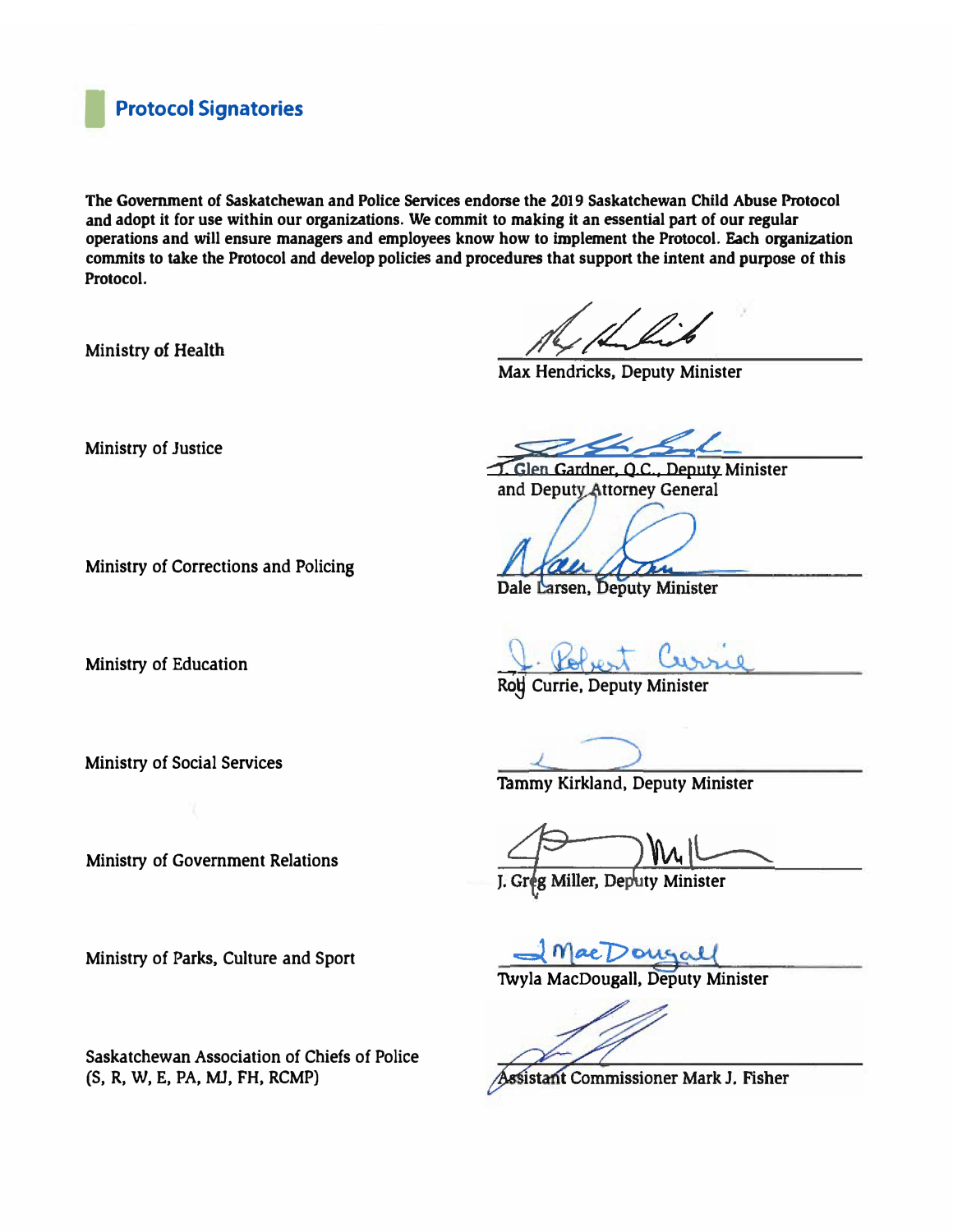## Protocol Signatories

**The Government of Saskatchewan and Police Services endorse the 2019 Saskatchewan Child Abuse Protocol and adopt it for use within our organizations. We commit to making it an essential part of our regular operations and will ensure managers and employees know how to implement the Protocol. Each organization commits to take the Protocol and develop policies and procedures that support the intent and purpose of this Protocol.**

| Organization | Signatory |
| --- | --- |
| Ministry of Health | Max Hendricks, Deputy Minister |
| Ministry of Justice | J. Glen Gardner, Q.C., Deputy Minister and Deputy Attorney General |
| Ministry of Corrections and Policing | Dale Larsen, Deputy Minister |
| Ministry of Education | Rob Currie, Deputy Minister |
| Ministry of Social Services | Tammy Kirkland, Deputy Minister |
| Ministry of Government Relations | J. Greg Miller, Deputy Minister |
| Ministry of Parks, Culture and Sport | Twyla MacDougall, Deputy Minister |
| Saskatchewan Association of Chiefs of Police (S, R, W, E, PA, MJ, FH, RCMP) | Assistant Commissioner Mark J. Fisher |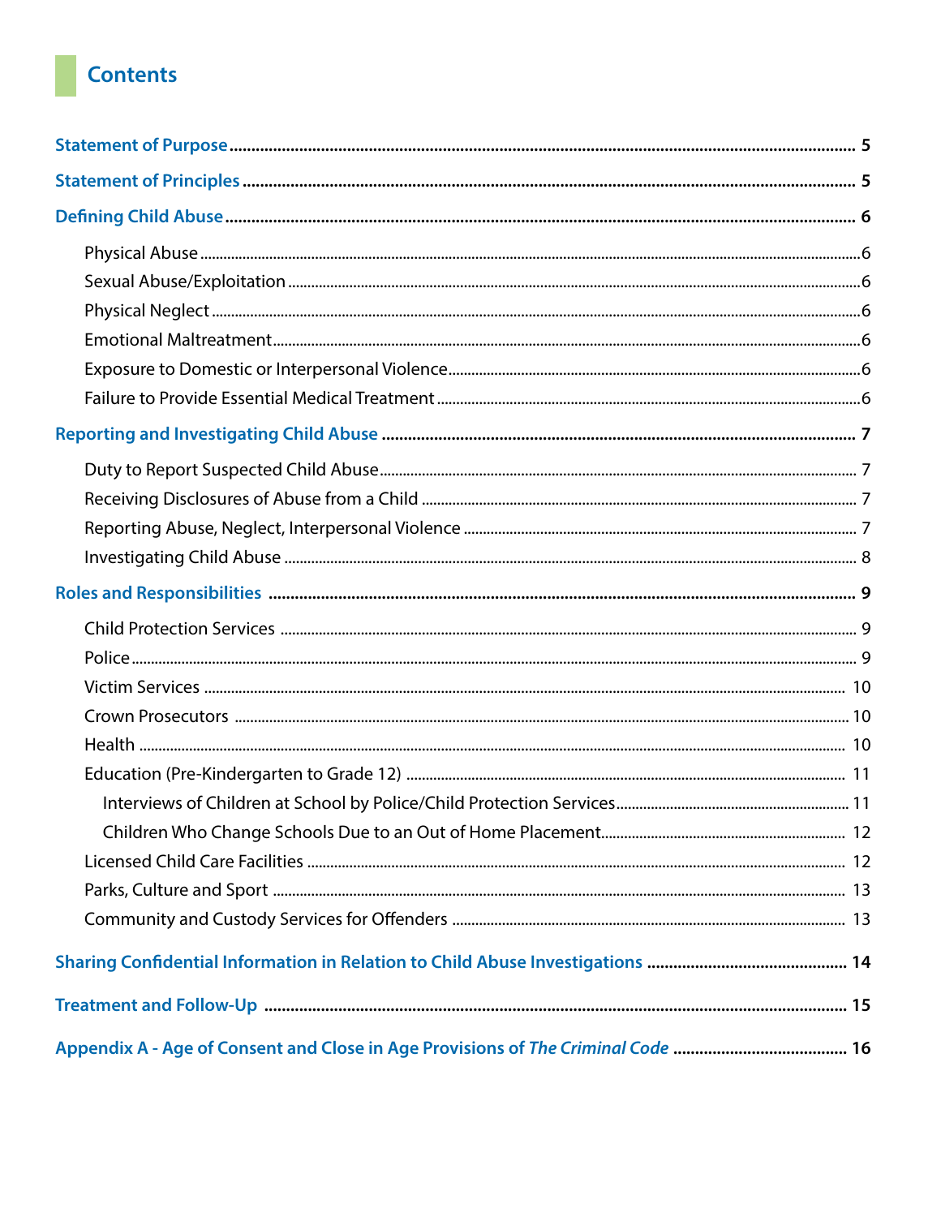# Contents

**Statement of Purpose** .................................................. 5

**Statement of Principles** .................................................. 5

**Defining Child Abuse** .................................................. 6

- Physical Abuse .................................................. 6
- Sexual Abuse/Exploitation .................................................. 6
- Physical Neglect .................................................. 6
- Emotional Maltreatment .................................................. 6
- Exposure to Domestic or Interpersonal Violence .................................................. 6
- Failure to Provide Essential Medical Treatment .................................................. 6

**Reporting and Investigating Child Abuse** .................................................. 7

- Duty to Report Suspected Child Abuse .................................................. 7
- Receiving Disclosures of Abuse from a Child .................................................. 7
- Reporting Abuse, Neglect, Interpersonal Violence .................................................. 7
- Investigating Child Abuse .................................................. 8

**Roles and Responsibilities** .................................................. 9

- Child Protection Services .................................................. 9
- Police .................................................. 9
- Victim Services .................................................. 10
- Crown Prosecutors .................................................. 10
- Health .................................................. 10
- Education (Pre-Kindergarten to Grade 12) .................................................. 11
  - Interviews of Children at School by Police/Child Protection Services .................................................. 11
  - Children Who Change Schools Due to an Out of Home Placement .................................................. 12
- Licensed Child Care Facilities .................................................. 12
- Parks, Culture and Sport .................................................. 13
- Community and Custody Services for Offenders .................................................. 13

**Sharing Confidential Information in Relation to Child Abuse Investigations** .................................................. 14

**Treatment and Follow-Up** .................................................. 15

**Appendix A - Age of Consent and Close in Age Provisions of *The Criminal Code*** .................................................. 16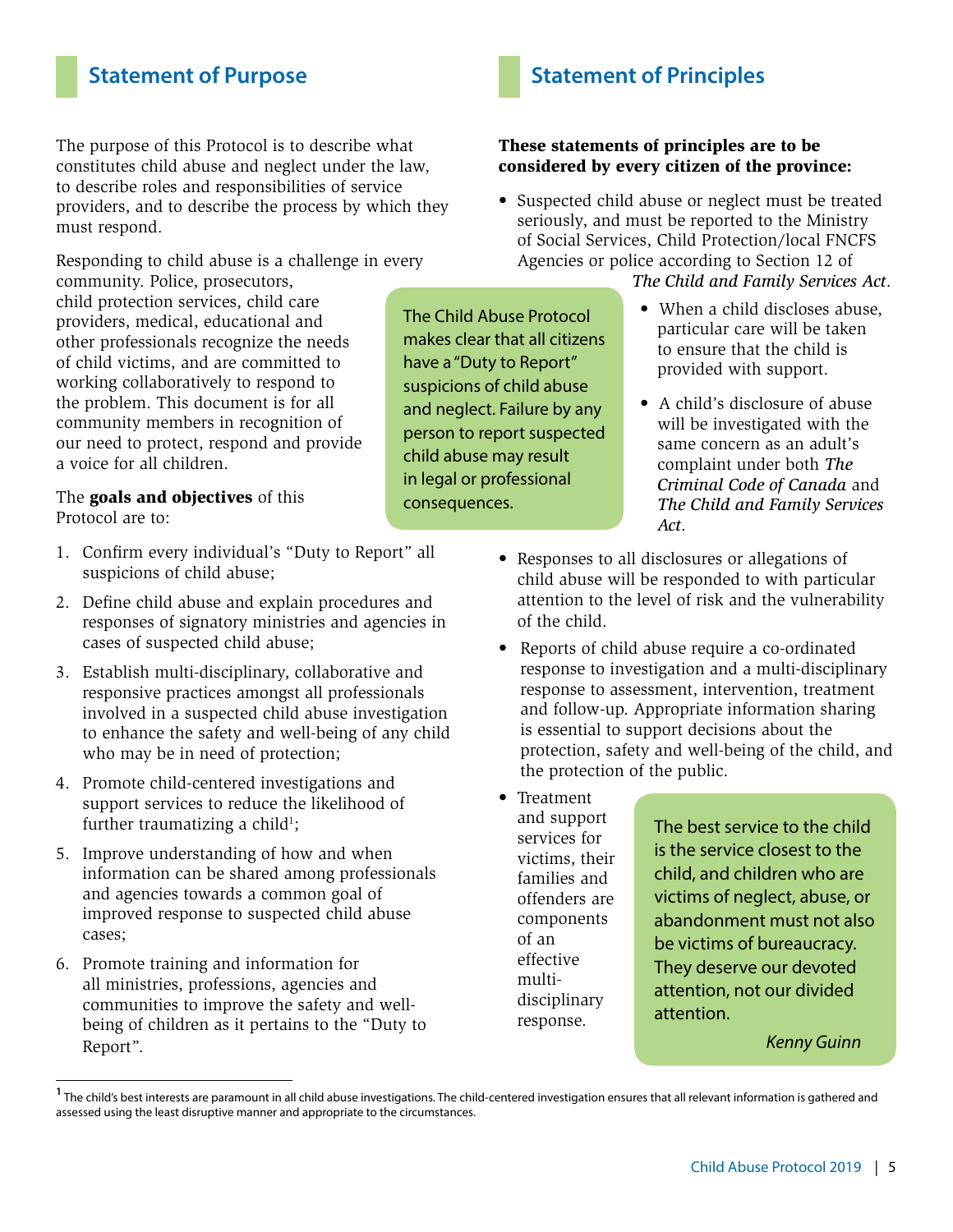## Statement of Purpose

The purpose of this Protocol is to describe what constitutes child abuse and neglect under the law, to describe roles and responsibilities of service providers, and to describe the process by which they must respond.

Responding to child abuse is a challenge in every community. Police, prosecutors, child protection services, child care providers, medical, educational and other professionals recognize the needs of child victims, and are committed to working collaboratively to respond to the problem. This document is for all community members in recognition of our need to protect, respond and provide a voice for all children.

The **goals and objectives** of this Protocol are to:

1. Confirm every individual's "Duty to Report" all suspicions of child abuse;
2. Define child abuse and explain procedures and responses of signatory ministries and agencies in cases of suspected child abuse;
3. Establish multi-disciplinary, collaborative and responsive practices amongst all professionals involved in a suspected child abuse investigation to enhance the safety and well-being of any child who may be in need of protection;
4. Promote child-centered investigations and support services to reduce the likelihood of further traumatizing a child[1];
5. Improve understanding of how and when information can be shared among professionals and agencies towards a common goal of improved response to suspected child abuse cases;
6. Promote training and information for all ministries, professions, agencies and communities to improve the safety and well-being of children as it pertains to the "Duty to Report".

The Child Abuse Protocol makes clear that all citizens have a "Duty to Report" suspicions of child abuse and neglect. Failure by any person to report suspected child abuse may result in legal or professional consequences.

## Statement of Principles

**These statements of principles are to be considered by every citizen of the province:**

- Suspected child abuse or neglect must be treated seriously, and must be reported to the Ministry of Social Services, Child Protection/local FNCFS Agencies or police according to Section 12 of *The Child and Family Services Act*.
- When a child discloses abuse, particular care will be taken to ensure that the child is provided with support.
- A child's disclosure of abuse will be investigated with the same concern as an adult's complaint under both *The Criminal Code of Canada* and *The Child and Family Services Act*.
- Responses to all disclosures or allegations of child abuse will be responded to with particular attention to the level of risk and the vulnerability of the child.
- Reports of child abuse require a co-ordinated response to investigation and a multi-disciplinary response to assessment, intervention, treatment and follow-up. Appropriate information sharing is essential to support decisions about the protection, safety and well-being of the child, and the protection of the public.
- Treatment and support services for victims, their families and offenders are components of an effective multi-disciplinary response.

The best service to the child is the service closest to the child, and children who are victims of neglect, abuse, or abandonment must not also be victims of bureaucracy. They deserve our devoted attention, not our divided attention.

*Kenny Guinn*

[1] The child's best interests are paramount in all child abuse investigations. The child-centered investigation ensures that all relevant information is gathered and assessed using the least disruptive manner and appropriate to the circumstances.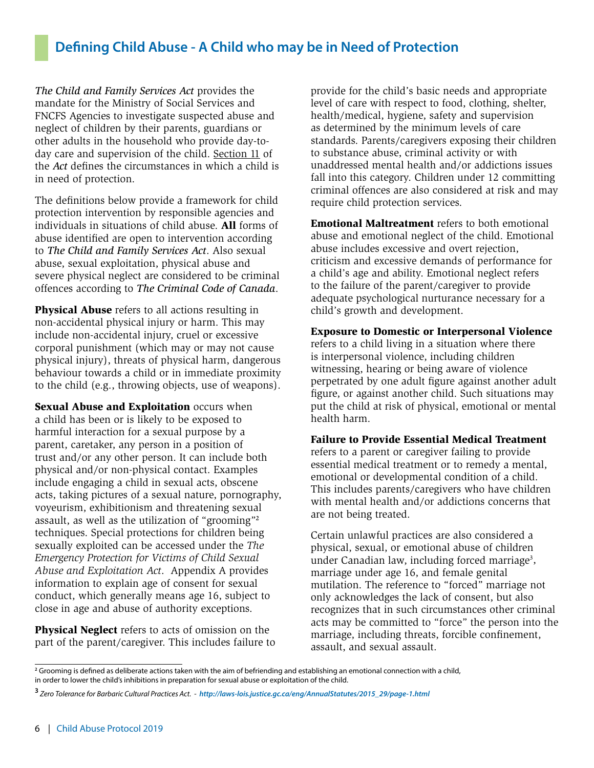## Defining Child Abuse - A Child who may be in Need of Protection

*The Child and Family Services Act* provides the mandate for the Ministry of Social Services and FNCFS Agencies to investigate suspected abuse and neglect of children by their parents, guardians or other adults in the household who provide day-to-day care and supervision of the child. Section 11 of the *Act* defines the circumstances in which a child is in need of protection.

The definitions below provide a framework for child protection intervention by responsible agencies and individuals in situations of child abuse. **All** forms of abuse identified are open to intervention according to *The Child and Family Services Act*. Also sexual abuse, sexual exploitation, physical abuse and severe physical neglect are considered to be criminal offences according to *The Criminal Code of Canada*.

**Physical Abuse** refers to all actions resulting in non-accidental physical injury or harm. This may include non-accidental injury, cruel or excessive corporal punishment (which may or may not cause physical injury), threats of physical harm, dangerous behaviour towards a child or in immediate proximity to the child (e.g., throwing objects, use of weapons).

**Sexual Abuse and Exploitation** occurs when a child has been or is likely to be exposed to harmful interaction for a sexual purpose by a parent, caretaker, any person in a position of trust and/or any other person. It can include both physical and/or non-physical contact. Examples include engaging a child in sexual acts, obscene acts, taking pictures of a sexual nature, pornography, voyeurism, exhibitionism and threatening sexual assault, as well as the utilization of "grooming"[2] techniques. Special protections for children being sexually exploited can be accessed under the *The Emergency Protection for Victims of Child Sexual Abuse and Exploitation Act*. Appendix A provides information to explain age of consent for sexual conduct, which generally means age 16, subject to close in age and abuse of authority exceptions.

**Physical Neglect** refers to acts of omission on the part of the parent/caregiver. This includes failure to provide for the child's basic needs and appropriate level of care with respect to food, clothing, shelter, health/medical, hygiene, safety and supervision as determined by the minimum levels of care standards. Parents/caregivers exposing their children to substance abuse, criminal activity or with unaddressed mental health and/or addictions issues fall into this category. Children under 12 committing criminal offences are also considered at risk and may require child protection services.

**Emotional Maltreatment** refers to both emotional abuse and emotional neglect of the child. Emotional abuse includes excessive and overt rejection, criticism and excessive demands of performance for a child's age and ability. Emotional neglect refers to the failure of the parent/caregiver to provide adequate psychological nurturance necessary for a child's growth and development.

**Exposure to Domestic or Interpersonal Violence** refers to a child living in a situation where there is interpersonal violence, including children witnessing, hearing or being aware of violence perpetrated by one adult figure against another adult figure, or against another child. Such situations may put the child at risk of physical, emotional or mental health harm.

**Failure to Provide Essential Medical Treatment** refers to a parent or caregiver failing to provide essential medical treatment or to remedy a mental, emotional or developmental condition of a child. This includes parents/caregivers who have children with mental health and/or addictions concerns that are not being treated.

Certain unlawful practices are also considered a physical, sexual, or emotional abuse of children under Canadian law, including forced marriage[3], marriage under age 16, and female genital mutilation. The reference to "forced" marriage not only acknowledges the lack of consent, but also recognizes that in such circumstances other criminal acts may be committed to "force" the person into the marriage, including threats, forcible confinement, assault, and sexual assault.

---

[2] Grooming is defined as deliberate actions taken with the aim of befriending and establishing an emotional connection with a child, in order to lower the child's inhibitions in preparation for sexual abuse or exploitation of the child.

[3] *Zero Tolerance for Barbaric Cultural Practices Act. - http://laws-lois.justice.gc.ca/eng/AnnualStatutes/2015_29/page-1.html*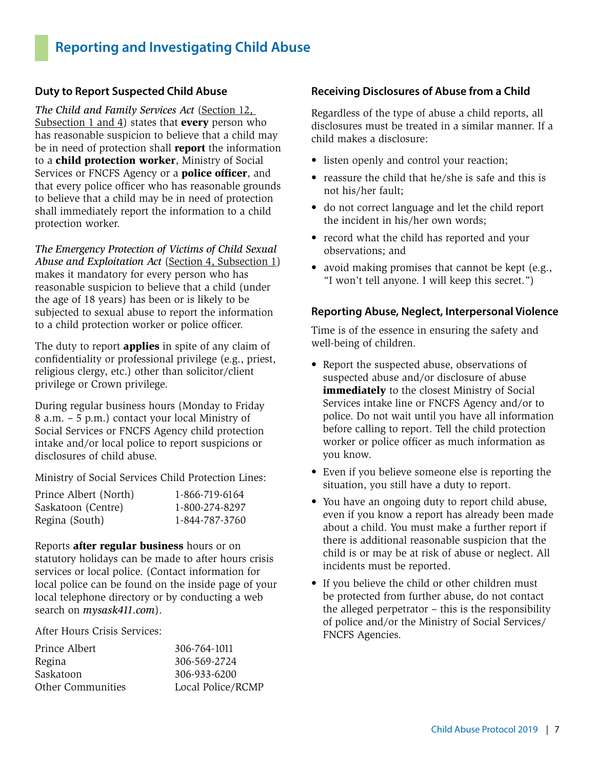# Reporting and Investigating Child Abuse

### Duty to Report Suspected Child Abuse

*The Child and Family Services Act* (Section 12, Subsection 1 and 4) states that **every** person who has reasonable suspicion to believe that a child may be in need of protection shall **report** the information to a **child protection worker**, Ministry of Social Services or FNCFS Agency or a **police officer**, and that every police officer who has reasonable grounds to believe that a child may be in need of protection shall immediately report the information to a child protection worker.

*The Emergency Protection of Victims of Child Sexual Abuse and Exploitation Act* (Section 4, Subsection 1) makes it mandatory for every person who has reasonable suspicion to believe that a child (under the age of 18 years) has been or is likely to be subjected to sexual abuse to report the information to a child protection worker or police officer.

The duty to report **applies** in spite of any claim of confidentiality or professional privilege (e.g., priest, religious clergy, etc.) other than solicitor/client privilege or Crown privilege.

During regular business hours (Monday to Friday 8 a.m. – 5 p.m.) contact your local Ministry of Social Services or FNCFS Agency child protection intake and/or local police to report suspicions or disclosures of child abuse.

Ministry of Social Services Child Protection Lines:

| | |
|---|---|
| Prince Albert (North) | 1-866-719-6164 |
| Saskatoon (Centre) | 1-800-274-8297 |
| Regina (South) | 1-844-787-3760 |

Reports **after regular business** hours or on statutory holidays can be made to after hours crisis services or local police. (Contact information for local police can be found on the inside page of your local telephone directory or by conducting a web search on *mysask411.com*).

After Hours Crisis Services:

| | |
|---|---|
| Prince Albert | 306-764-1011 |
| Regina | 306-569-2724 |
| Saskatoon | 306-933-6200 |
| Other Communities | Local Police/RCMP |

### Receiving Disclosures of Abuse from a Child

Regardless of the type of abuse a child reports, all disclosures must be treated in a similar manner. If a child makes a disclosure:

- listen openly and control your reaction;
- reassure the child that he/she is safe and this is not his/her fault;
- do not correct language and let the child report the incident in his/her own words;
- record what the child has reported and your observations; and
- avoid making promises that cannot be kept (e.g., "I won't tell anyone. I will keep this secret.")

### Reporting Abuse, Neglect, Interpersonal Violence

Time is of the essence in ensuring the safety and well-being of children.

- Report the suspected abuse, observations of suspected abuse and/or disclosure of abuse **immediately** to the closest Ministry of Social Services intake line or FNCFS Agency and/or to police. Do not wait until you have all information before calling to report. Tell the child protection worker or police officer as much information as you know.
- Even if you believe someone else is reporting the situation, you still have a duty to report.
- You have an ongoing duty to report child abuse, even if you know a report has already been made about a child. You must make a further report if there is additional reasonable suspicion that the child is or may be at risk of abuse or neglect. All incidents must be reported.
- If you believe the child or other children must be protected from further abuse, do not contact the alleged perpetrator – this is the responsibility of police and/or the Ministry of Social Services/ FNCFS Agencies.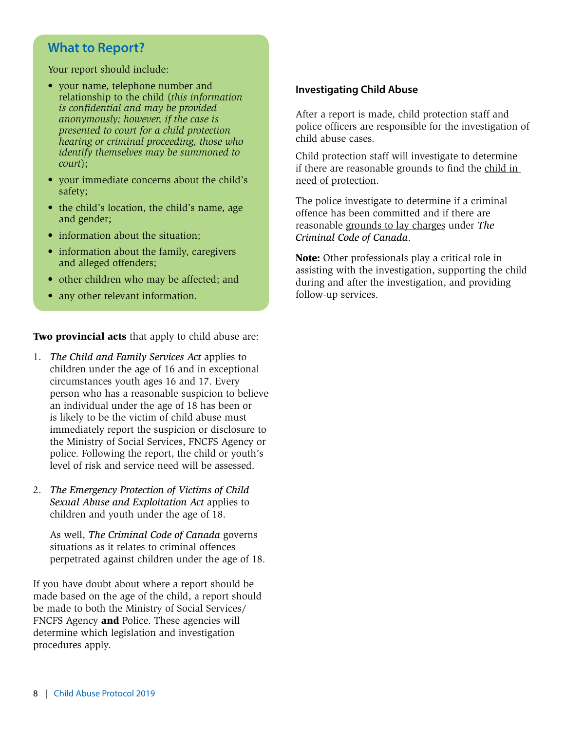## What to Report?

Your report should include:

- your name, telephone number and relationship to the child (*this information is confidential and may be provided anonymously; however, if the case is presented to court for a child protection hearing or criminal proceeding, those who identify themselves may be summoned to court*);
- your immediate concerns about the child's safety;
- the child's location, the child's name, age and gender;
- information about the situation;
- information about the family, caregivers and alleged offenders;
- other children who may be affected; and
- any other relevant information.

**Two provincial acts** that apply to child abuse are:

1. *The Child and Family Services Act* applies to children under the age of 16 and in exceptional circumstances youth ages 16 and 17. Every person who has a reasonable suspicion to believe an individual under the age of 18 has been or is likely to be the victim of child abuse must immediately report the suspicion or disclosure to the Ministry of Social Services, FNCFS Agency or police. Following the report, the child or youth's level of risk and service need will be assessed.

2. *The Emergency Protection of Victims of Child Sexual Abuse and Exploitation Act* applies to children and youth under the age of 18.

   As well, *The Criminal Code of Canada* governs situations as it relates to criminal offences perpetrated against children under the age of 18.

If you have doubt about where a report should be made based on the age of the child, a report should be made to both the Ministry of Social Services/ FNCFS Agency **and** Police. These agencies will determine which legislation and investigation procedures apply.

### Investigating Child Abuse

After a report is made, child protection staff and police officers are responsible for the investigation of child abuse cases.

Child protection staff will investigate to determine if there are reasonable grounds to find the child in need of protection.

The police investigate to determine if a criminal offence has been committed and if there are reasonable grounds to lay charges under *The Criminal Code of Canada*.

**Note:** Other professionals play a critical role in assisting with the investigation, supporting the child during and after the investigation, and providing follow-up services.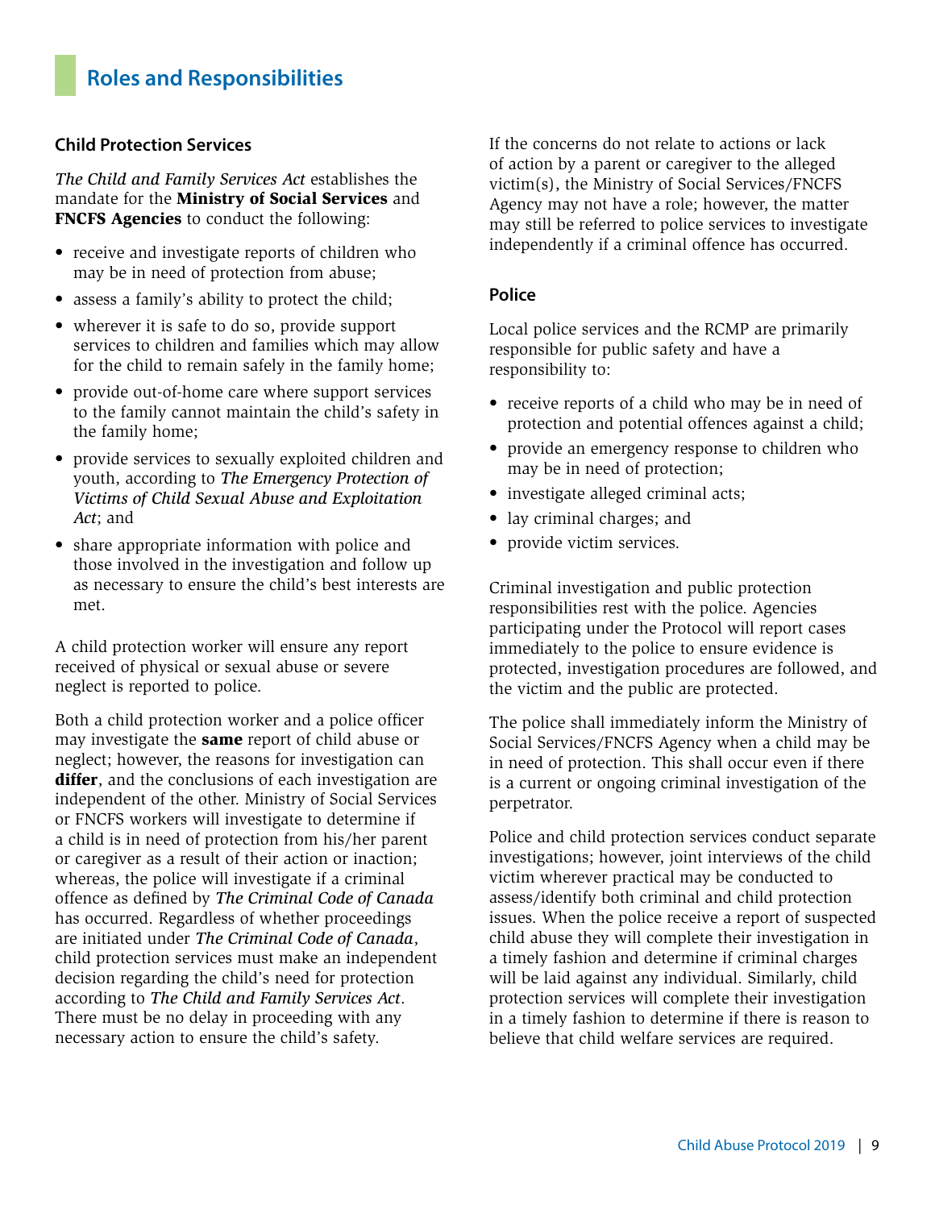# Roles and Responsibilities

### Child Protection Services

*The Child and Family Services Act* establishes the mandate for the **Ministry of Social Services** and **FNCFS Agencies** to conduct the following:

- receive and investigate reports of children who may be in need of protection from abuse;
- assess a family's ability to protect the child;
- wherever it is safe to do so, provide support services to children and families which may allow for the child to remain safely in the family home;
- provide out-of-home care where support services to the family cannot maintain the child's safety in the family home;
- provide services to sexually exploited children and youth, according to *The Emergency Protection of Victims of Child Sexual Abuse and Exploitation Act*; and
- share appropriate information with police and those involved in the investigation and follow up as necessary to ensure the child's best interests are met.

A child protection worker will ensure any report received of physical or sexual abuse or severe neglect is reported to police.

Both a child protection worker and a police officer may investigate the **same** report of child abuse or neglect; however, the reasons for investigation can **differ**, and the conclusions of each investigation are independent of the other. Ministry of Social Services or FNCFS workers will investigate to determine if a child is in need of protection from his/her parent or caregiver as a result of their action or inaction; whereas, the police will investigate if a criminal offence as defined by *The Criminal Code of Canada* has occurred. Regardless of whether proceedings are initiated under *The Criminal Code of Canada*, child protection services must make an independent decision regarding the child's need for protection according to *The Child and Family Services Act*. There must be no delay in proceeding with any necessary action to ensure the child's safety.

If the concerns do not relate to actions or lack of action by a parent or caregiver to the alleged victim(s), the Ministry of Social Services/FNCFS Agency may not have a role; however, the matter may still be referred to police services to investigate independently if a criminal offence has occurred.

### Police

Local police services and the RCMP are primarily responsible for public safety and have a responsibility to:

- receive reports of a child who may be in need of protection and potential offences against a child;
- provide an emergency response to children who may be in need of protection;
- investigate alleged criminal acts;
- lay criminal charges; and
- provide victim services.

Criminal investigation and public protection responsibilities rest with the police. Agencies participating under the Protocol will report cases immediately to the police to ensure evidence is protected, investigation procedures are followed, and the victim and the public are protected.

The police shall immediately inform the Ministry of Social Services/FNCFS Agency when a child may be in need of protection. This shall occur even if there is a current or ongoing criminal investigation of the perpetrator.

Police and child protection services conduct separate investigations; however, joint interviews of the child victim wherever practical may be conducted to assess/identify both criminal and child protection issues. When the police receive a report of suspected child abuse they will complete their investigation in a timely fashion and determine if criminal charges will be laid against any individual. Similarly, child protection services will complete their investigation in a timely fashion to determine if there is reason to believe that child welfare services are required.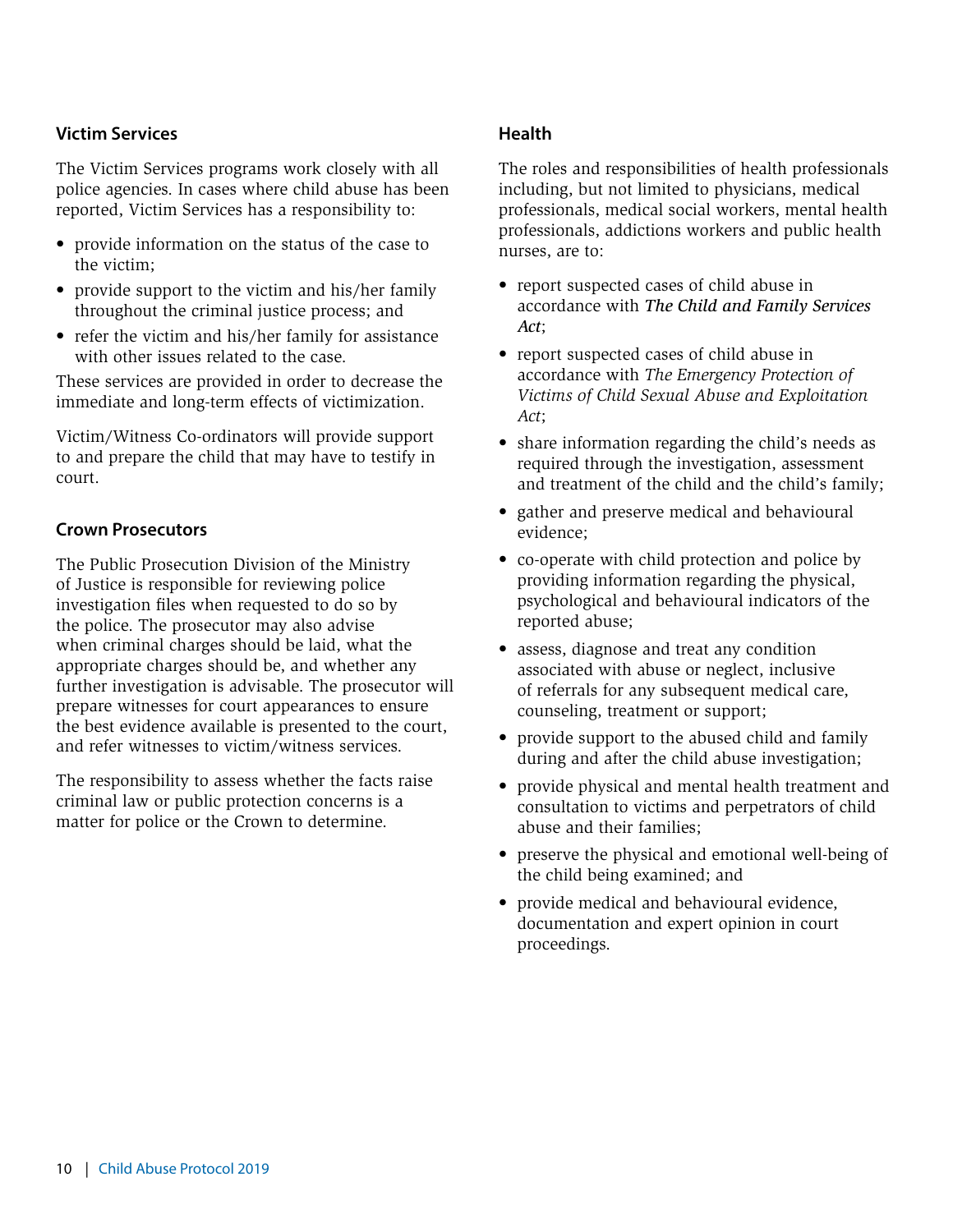### Victim Services

The Victim Services programs work closely with all police agencies. In cases where child abuse has been reported, Victim Services has a responsibility to:

- provide information on the status of the case to the victim;
- provide support to the victim and his/her family throughout the criminal justice process; and
- refer the victim and his/her family for assistance with other issues related to the case.

These services are provided in order to decrease the immediate and long-term effects of victimization.

Victim/Witness Co-ordinators will provide support to and prepare the child that may have to testify in court.

### Crown Prosecutors

The Public Prosecution Division of the Ministry of Justice is responsible for reviewing police investigation files when requested to do so by the police. The prosecutor may also advise when criminal charges should be laid, what the appropriate charges should be, and whether any further investigation is advisable. The prosecutor will prepare witnesses for court appearances to ensure the best evidence available is presented to the court, and refer witnesses to victim/witness services.

The responsibility to assess whether the facts raise criminal law or public protection concerns is a matter for police or the Crown to determine.

### Health

The roles and responsibilities of health professionals including, but not limited to physicians, medical professionals, medical social workers, mental health professionals, addictions workers and public health nurses, are to:

- report suspected cases of child abuse in accordance with ***The Child and Family Services Act***;
- report suspected cases of child abuse in accordance with *The Emergency Protection of Victims of Child Sexual Abuse and Exploitation Act*;
- share information regarding the child's needs as required through the investigation, assessment and treatment of the child and the child's family;
- gather and preserve medical and behavioural evidence;
- co-operate with child protection and police by providing information regarding the physical, psychological and behavioural indicators of the reported abuse;
- assess, diagnose and treat any condition associated with abuse or neglect, inclusive of referrals for any subsequent medical care, counseling, treatment or support;
- provide support to the abused child and family during and after the child abuse investigation;
- provide physical and mental health treatment and consultation to victims and perpetrators of child abuse and their families;
- preserve the physical and emotional well-being of the child being examined; and
- provide medical and behavioural evidence, documentation and expert opinion in court proceedings.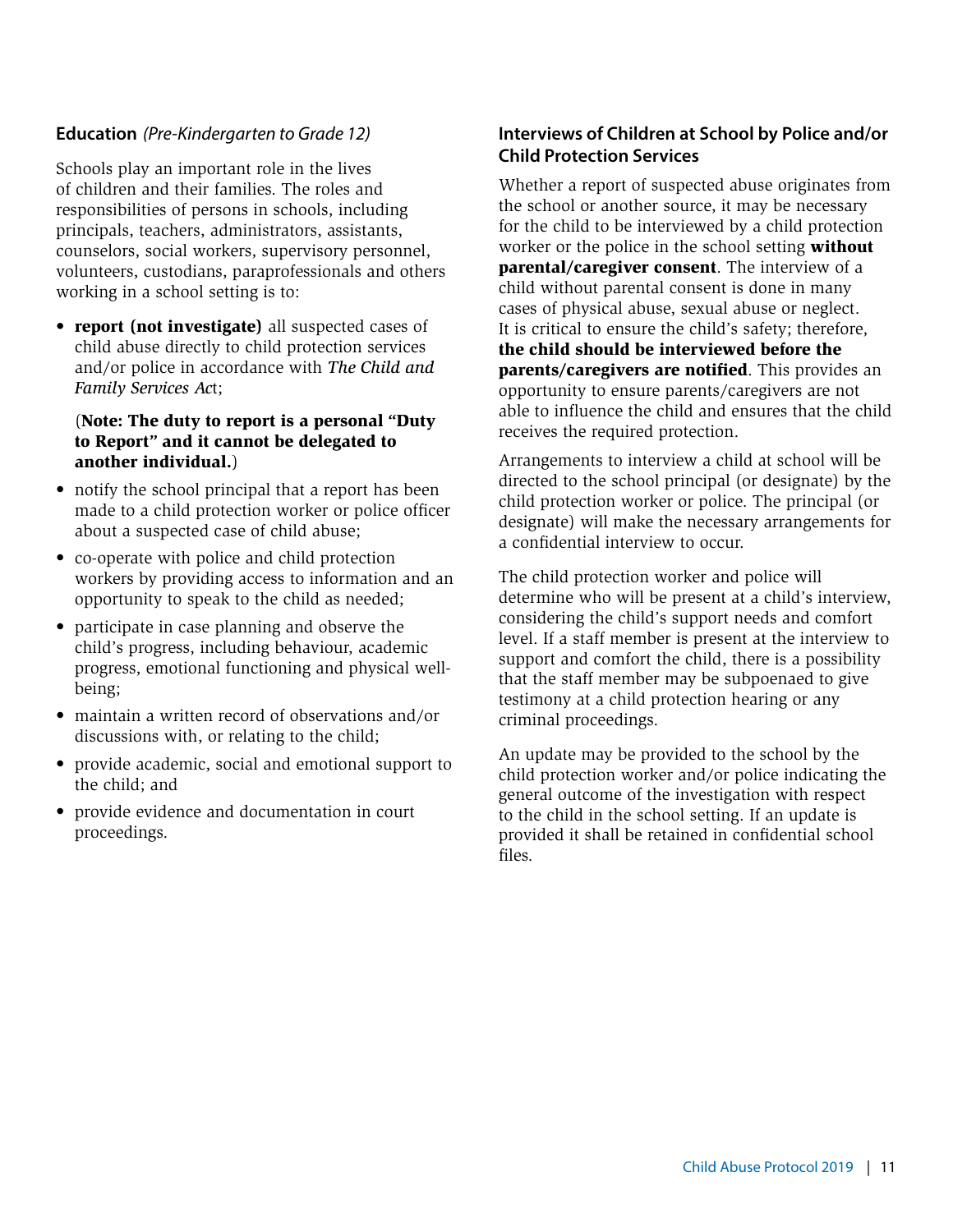## Education *(Pre-Kindergarten to Grade 12)*

Schools play an important role in the lives of children and their families. The roles and responsibilities of persons in schools, including principals, teachers, administrators, assistants, counselors, social workers, supervisory personnel, volunteers, custodians, paraprofessionals and others working in a school setting is to:

- **report (not investigate)** all suspected cases of child abuse directly to child protection services and/or police in accordance with *The Child and Family Services Act*;

  (**Note: The duty to report is a personal "Duty to Report" and it cannot be delegated to another individual.**)

- notify the school principal that a report has been made to a child protection worker or police officer about a suspected case of child abuse;
- co-operate with police and child protection workers by providing access to information and an opportunity to speak to the child as needed;
- participate in case planning and observe the child's progress, including behaviour, academic progress, emotional functioning and physical well-being;
- maintain a written record of observations and/or discussions with, or relating to the child;
- provide academic, social and emotional support to the child; and
- provide evidence and documentation in court proceedings.

## Interviews of Children at School by Police and/or Child Protection Services

Whether a report of suspected abuse originates from the school or another source, it may be necessary for the child to be interviewed by a child protection worker or the police in the school setting **without parental/caregiver consent**. The interview of a child without parental consent is done in many cases of physical abuse, sexual abuse or neglect. It is critical to ensure the child's safety; therefore, **the child should be interviewed before the parents/caregivers are notified**. This provides an opportunity to ensure parents/caregivers are not able to influence the child and ensures that the child receives the required protection.

Arrangements to interview a child at school will be directed to the school principal (or designate) by the child protection worker or police. The principal (or designate) will make the necessary arrangements for a confidential interview to occur.

The child protection worker and police will determine who will be present at a child's interview, considering the child's support needs and comfort level. If a staff member is present at the interview to support and comfort the child, there is a possibility that the staff member may be subpoenaed to give testimony at a child protection hearing or any criminal proceedings.

An update may be provided to the school by the child protection worker and/or police indicating the general outcome of the investigation with respect to the child in the school setting. If an update is provided it shall be retained in confidential school files.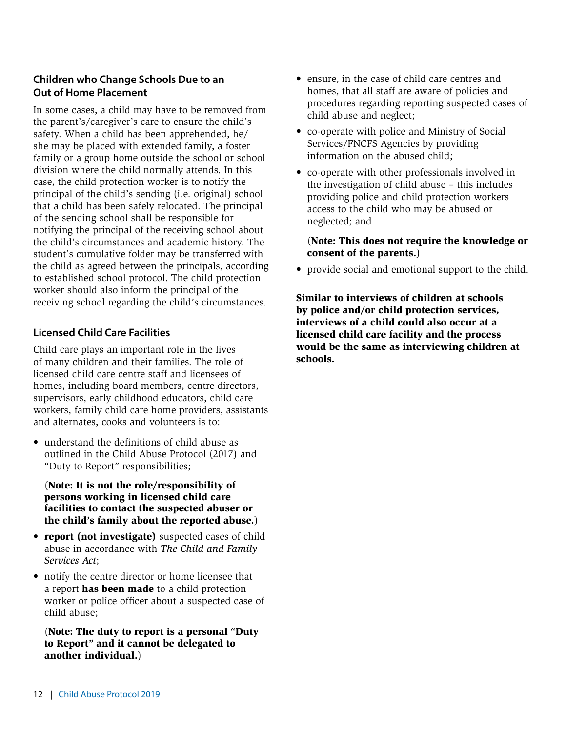### Children who Change Schools Due to an Out of Home Placement

In some cases, a child may have to be removed from the parent's/caregiver's care to ensure the child's safety. When a child has been apprehended, he/she may be placed with extended family, a foster family or a group home outside the school or school division where the child normally attends. In this case, the child protection worker is to notify the principal of the child's sending (i.e. original) school that a child has been safely relocated. The principal of the sending school shall be responsible for notifying the principal of the receiving school about the child's circumstances and academic history. The student's cumulative folder may be transferred with the child as agreed between the principals, according to established school protocol. The child protection worker should also inform the principal of the receiving school regarding the child's circumstances.

### Licensed Child Care Facilities

Child care plays an important role in the lives of many children and their families. The role of licensed child care centre staff and licensees of homes, including board members, centre directors, supervisors, early childhood educators, child care workers, family child care home providers, assistants and alternates, cooks and volunteers is to:

- understand the definitions of child abuse as outlined in the Child Abuse Protocol (2017) and "Duty to Report" responsibilities;

  (**Note: It is not the role/responsibility of persons working in licensed child care facilities to contact the suspected abuser or the child's family about the reported abuse.**)

- **report (not investigate)** suspected cases of child abuse in accordance with *The Child and Family Services Act*;
- notify the centre director or home licensee that a report **has been made** to a child protection worker or police officer about a suspected case of child abuse;

  (**Note: The duty to report is a personal "Duty to Report" and it cannot be delegated to another individual.**)

- ensure, in the case of child care centres and homes, that all staff are aware of policies and procedures regarding reporting suspected cases of child abuse and neglect;
- co-operate with police and Ministry of Social Services/FNCFS Agencies by providing information on the abused child;
- co-operate with other professionals involved in the investigation of child abuse – this includes providing police and child protection workers access to the child who may be abused or neglected; and

  (**Note: This does not require the knowledge or consent of the parents.**)

- provide social and emotional support to the child.

**Similar to interviews of children at schools by police and/or child protection services, interviews of a child could also occur at a licensed child care facility and the process would be the same as interviewing children at schools.**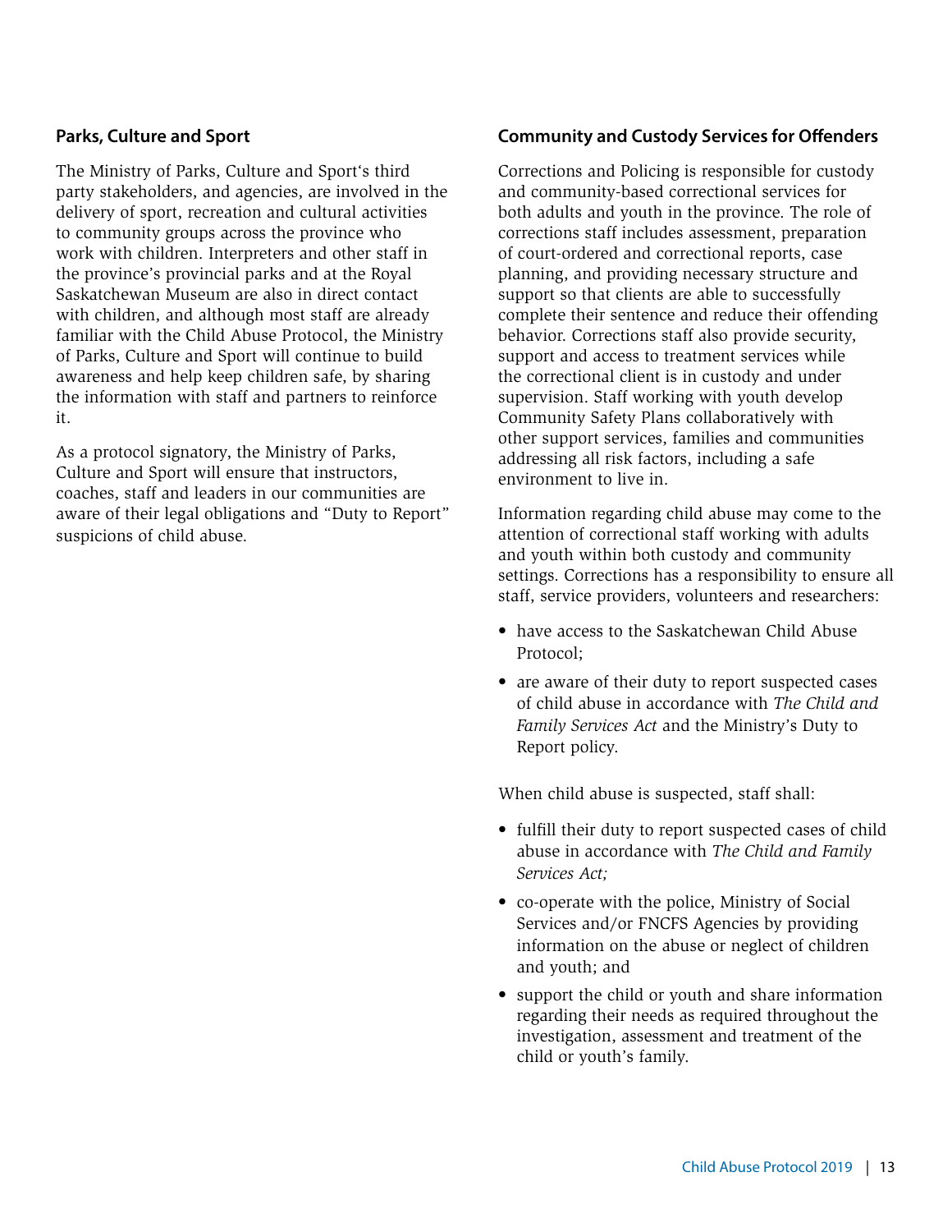## Parks, Culture and Sport

The Ministry of Parks, Culture and Sport's third party stakeholders, and agencies, are involved in the delivery of sport, recreation and cultural activities to community groups across the province who work with children. Interpreters and other staff in the province's provincial parks and at the Royal Saskatchewan Museum are also in direct contact with children, and although most staff are already familiar with the Child Abuse Protocol, the Ministry of Parks, Culture and Sport will continue to build awareness and help keep children safe, by sharing the information with staff and partners to reinforce it.

As a protocol signatory, the Ministry of Parks, Culture and Sport will ensure that instructors, coaches, staff and leaders in our communities are aware of their legal obligations and "Duty to Report" suspicions of child abuse.

## Community and Custody Services for Offenders

Corrections and Policing is responsible for custody and community-based correctional services for both adults and youth in the province. The role of corrections staff includes assessment, preparation of court-ordered and correctional reports, case planning, and providing necessary structure and support so that clients are able to successfully complete their sentence and reduce their offending behavior. Corrections staff also provide security, support and access to treatment services while the correctional client is in custody and under supervision. Staff working with youth develop Community Safety Plans collaboratively with other support services, families and communities addressing all risk factors, including a safe environment to live in.

Information regarding child abuse may come to the attention of correctional staff working with adults and youth within both custody and community settings. Corrections has a responsibility to ensure all staff, service providers, volunteers and researchers:

- have access to the Saskatchewan Child Abuse Protocol;
- are aware of their duty to report suspected cases of child abuse in accordance with *The Child and Family Services Act* and the Ministry's Duty to Report policy.

When child abuse is suspected, staff shall:

- fulfill their duty to report suspected cases of child abuse in accordance with *The Child and Family Services Act;*
- co-operate with the police, Ministry of Social Services and/or FNCFS Agencies by providing information on the abuse or neglect of children and youth; and
- support the child or youth and share information regarding their needs as required throughout the investigation, assessment and treatment of the child or youth's family.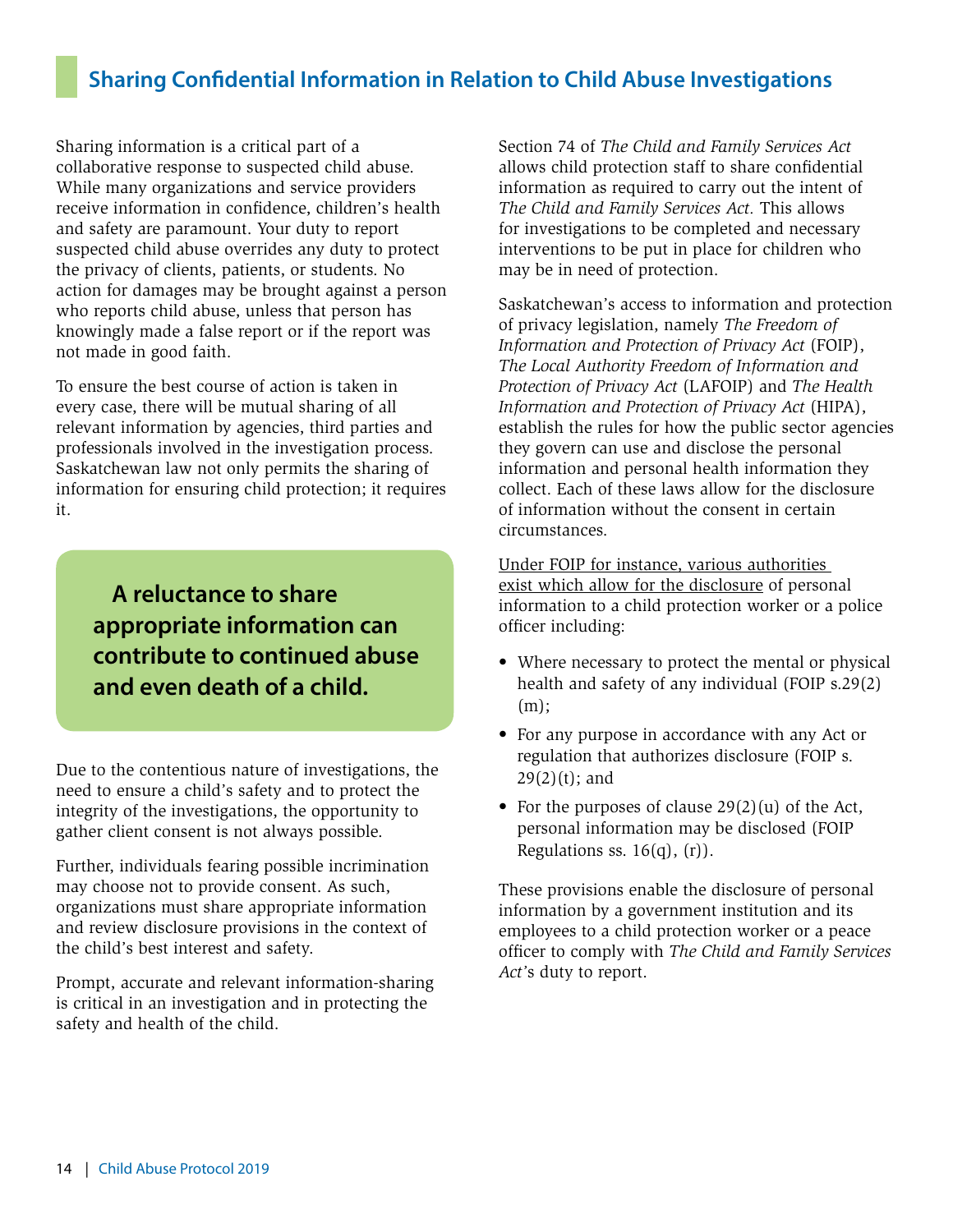## Sharing Confidential Information in Relation to Child Abuse Investigations

Sharing information is a critical part of a collaborative response to suspected child abuse. While many organizations and service providers receive information in confidence, children's health and safety are paramount. Your duty to report suspected child abuse overrides any duty to protect the privacy of clients, patients, or students. No action for damages may be brought against a person who reports child abuse, unless that person has knowingly made a false report or if the report was not made in good faith.

To ensure the best course of action is taken in every case, there will be mutual sharing of all relevant information by agencies, third parties and professionals involved in the investigation process. Saskatchewan law not only permits the sharing of information for ensuring child protection; it requires it.

> **A reluctance to share appropriate information can contribute to continued abuse and even death of a child.**

Due to the contentious nature of investigations, the need to ensure a child's safety and to protect the integrity of the investigations, the opportunity to gather client consent is not always possible.

Further, individuals fearing possible incrimination may choose not to provide consent. As such, organizations must share appropriate information and review disclosure provisions in the context of the child's best interest and safety.

Prompt, accurate and relevant information-sharing is critical in an investigation and in protecting the safety and health of the child.

Section 74 of *The Child and Family Services Act* allows child protection staff to share confidential information as required to carry out the intent of *The Child and Family Services Act.* This allows for investigations to be completed and necessary interventions to be put in place for children who may be in need of protection.

Saskatchewan's access to information and protection of privacy legislation, namely *The Freedom of Information and Protection of Privacy Act* (FOIP), *The Local Authority Freedom of Information and Protection of Privacy Act* (LAFOIP) and *The Health Information and Protection of Privacy Act* (HIPA), establish the rules for how the public sector agencies they govern can use and disclose the personal information and personal health information they collect. Each of these laws allow for the disclosure of information without the consent in certain circumstances.

<u>Under FOIP for instance, various authorities exist which allow for the disclosure</u> of personal information to a child protection worker or a police officer including:

- Where necessary to protect the mental or physical health and safety of any individual (FOIP s.29(2)(m);
- For any purpose in accordance with any Act or regulation that authorizes disclosure (FOIP s. 29(2)(t); and
- For the purposes of clause 29(2)(u) of the Act, personal information may be disclosed (FOIP Regulations ss. 16(q), (r)).

These provisions enable the disclosure of personal information by a government institution and its employees to a child protection worker or a peace officer to comply with *The Child and Family Services Act*'s duty to report.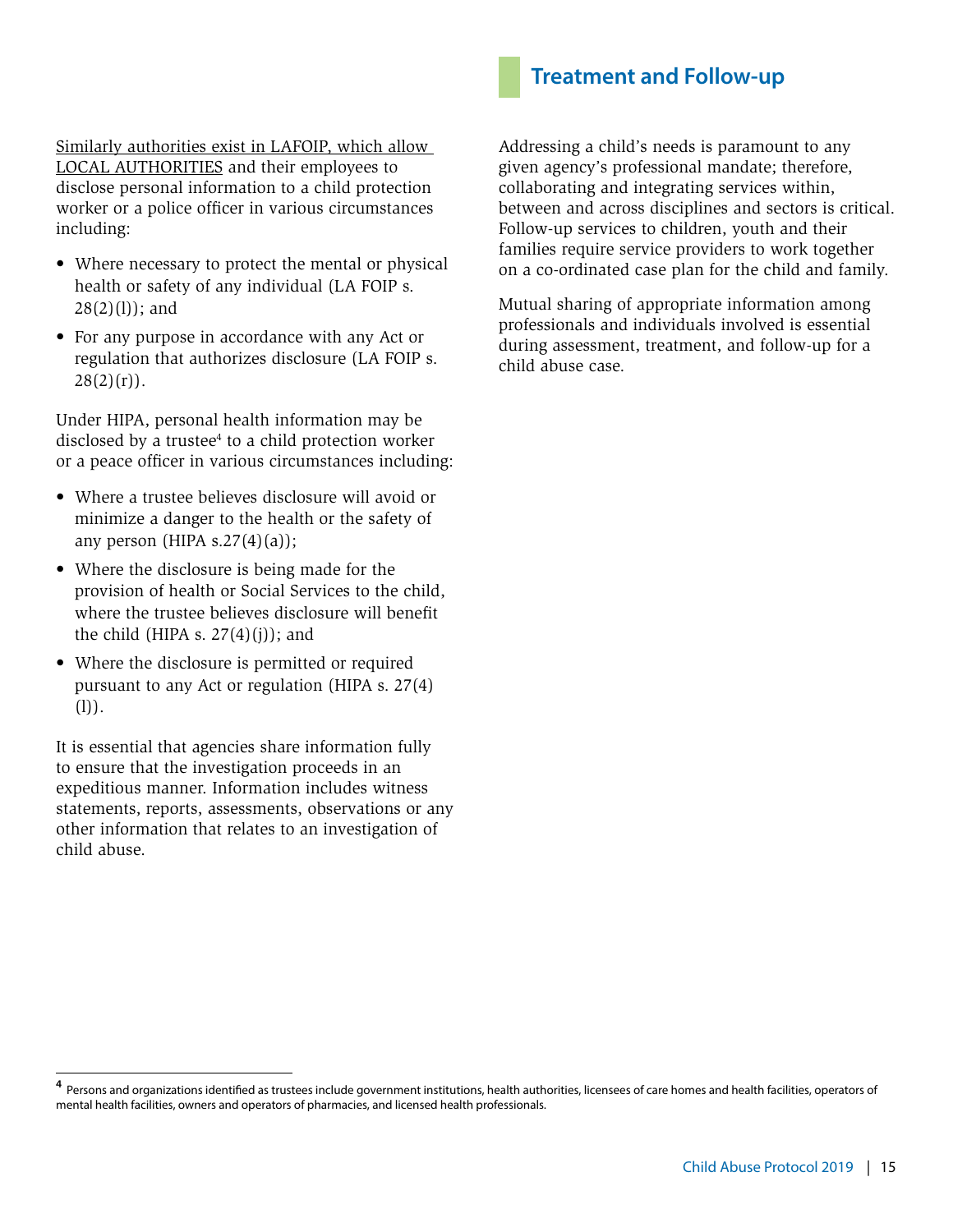Similarly authorities exist in LAFOIP, which allow LOCAL AUTHORITIES and their employees to disclose personal information to a child protection worker or a police officer in various circumstances including:

- Where necessary to protect the mental or physical health or safety of any individual (LA FOIP s. 28(2)(l)); and
- For any purpose in accordance with any Act or regulation that authorizes disclosure (LA FOIP s. 28(2)(r)).

Under HIPA, personal health information may be disclosed by a trustee[4] to a child protection worker or a peace officer in various circumstances including:

- Where a trustee believes disclosure will avoid or minimize a danger to the health or the safety of any person (HIPA s.27(4)(a));
- Where the disclosure is being made for the provision of health or Social Services to the child, where the trustee believes disclosure will benefit the child (HIPA s. 27(4)(j)); and
- Where the disclosure is permitted or required pursuant to any Act or regulation (HIPA s. 27(4)(l)).

It is essential that agencies share information fully to ensure that the investigation proceeds in an expeditious manner. Information includes witness statements, reports, assessments, observations or any other information that relates to an investigation of child abuse.

## Treatment and Follow-up

Addressing a child's needs is paramount to any given agency's professional mandate; therefore, collaborating and integrating services within, between and across disciplines and sectors is critical. Follow-up services to children, youth and their families require service providers to work together on a co-ordinated case plan for the child and family.

Mutual sharing of appropriate information among professionals and individuals involved is essential during assessment, treatment, and follow-up for a child abuse case.

[4] Persons and organizations identified as trustees include government institutions, health authorities, licensees of care homes and health facilities, operators of mental health facilities, owners and operators of pharmacies, and licensed health professionals.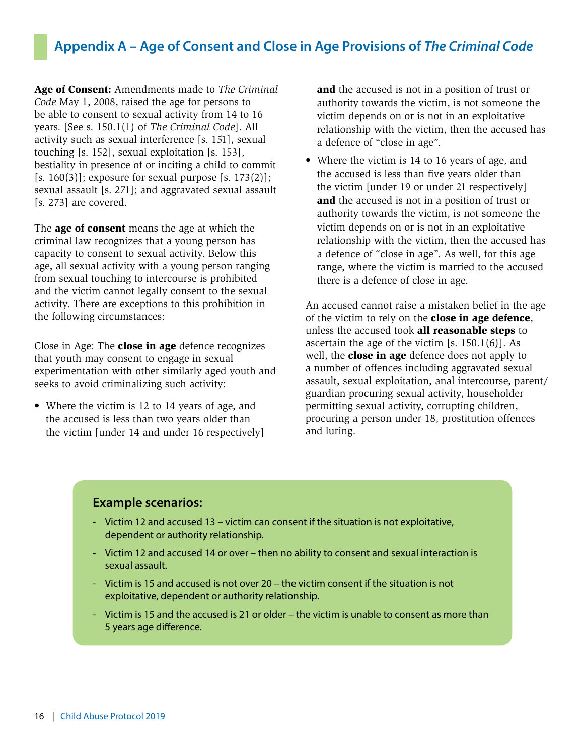## Appendix A – Age of Consent and Close in Age Provisions of *The Criminal Code*

**Age of Consent:** Amendments made to *The Criminal Code* May 1, 2008, raised the age for persons to be able to consent to sexual activity from 14 to 16 years. [See s. 150.1(1) of *The Criminal Code*]. All activity such as sexual interference [s. 151], sexual touching [s. 152], sexual exploitation [s. 153], bestiality in presence of or inciting a child to commit [s. 160(3)]; exposure for sexual purpose [s. 173(2)]; sexual assault [s. 271]; and aggravated sexual assault [s. 273] are covered.

The **age of consent** means the age at which the criminal law recognizes that a young person has capacity to consent to sexual activity. Below this age, all sexual activity with a young person ranging from sexual touching to intercourse is prohibited and the victim cannot legally consent to the sexual activity. There are exceptions to this prohibition in the following circumstances:

Close in Age: The **close in age** defence recognizes that youth may consent to engage in sexual experimentation with other similarly aged youth and seeks to avoid criminalizing such activity:

- Where the victim is 12 to 14 years of age, and the accused is less than two years older than the victim [under 14 and under 16 respectively] **and** the accused is not in a position of trust or authority towards the victim, is not someone the victim depends on or is not in an exploitative relationship with the victim, then the accused has a defence of "close in age".
- Where the victim is 14 to 16 years of age, and the accused is less than five years older than the victim [under 19 or under 21 respectively] **and** the accused is not in a position of trust or authority towards the victim, is not someone the victim depends on or is not in an exploitative relationship with the victim, then the accused has a defence of "close in age". As well, for this age range, where the victim is married to the accused there is a defence of close in age.

An accused cannot raise a mistaken belief in the age of the victim to rely on the **close in age defence**, unless the accused took **all reasonable steps** to ascertain the age of the victim [s. 150.1(6)]. As well, the **close in age** defence does not apply to a number of offences including aggravated sexual assault, sexual exploitation, anal intercourse, parent/guardian procuring sexual activity, householder permitting sexual activity, corrupting children, procuring a person under 18, prostitution offences and luring.

### Example scenarios:

- Victim 12 and accused 13 – victim can consent if the situation is not exploitative, dependent or authority relationship.
- Victim 12 and accused 14 or over – then no ability to consent and sexual interaction is sexual assault.
- Victim is 15 and accused is not over 20 – the victim consent if the situation is not exploitative, dependent or authority relationship.
- Victim is 15 and the accused is 21 or older – the victim is unable to consent as more than 5 years age difference.